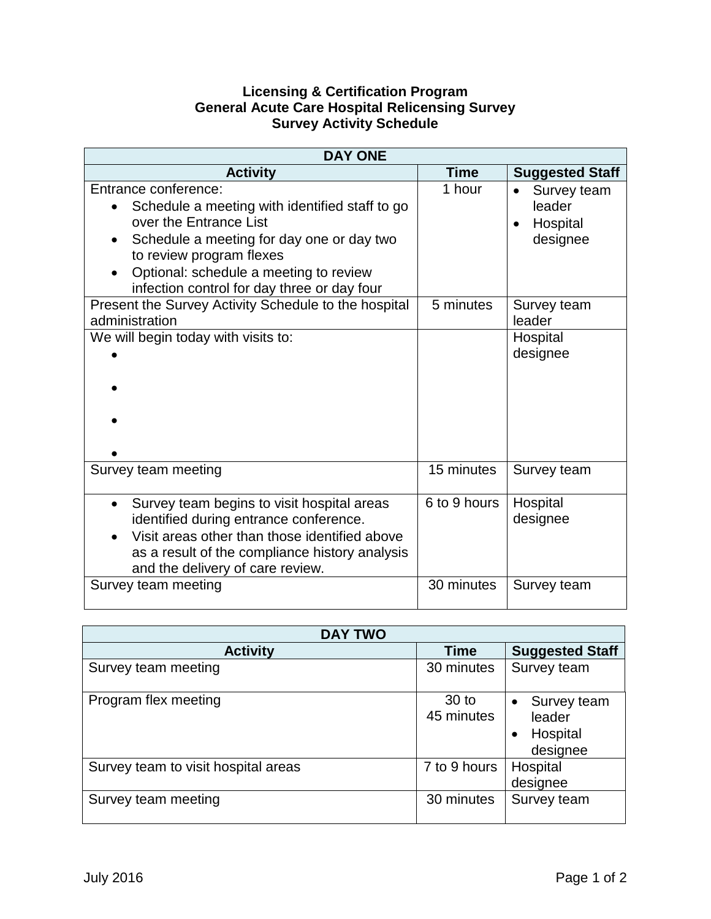**Licensing & Certification Program**
**General Acute Care Hospital Relicensing Survey**
**Survey Activity Schedule**

| DAY ONE | | |
|---|---|---|
| **Activity** | **Time** | **Suggested Staff** |
| Entrance conference:<br>• Schedule a meeting with identified staff to go over the Entrance List<br>• Schedule a meeting for day one or day two to review program flexes<br>• Optional: schedule a meeting to review infection control for day three or day four | 1 hour | • Survey team leader<br>• Hospital designee |
| Present the Survey Activity Schedule to the hospital administration | 5 minutes | Survey team leader |
| We will begin today with visits to:<br>•<br>•<br>•<br>• | | Hospital designee |
| Survey team meeting | 15 minutes | Survey team |
| • Survey team begins to visit hospital areas identified during entrance conference.<br>• Visit areas other than those identified above as a result of the compliance history analysis and the delivery of care review. | 6 to 9 hours | Hospital designee |
| Survey team meeting | 30 minutes | Survey team |

| DAY TWO | | |
|---|---|---|
| **Activity** | **Time** | **Suggested Staff** |
| Survey team meeting | 30 minutes | Survey team |
| Program flex meeting | 30 to 45 minutes | • Survey team leader<br>• Hospital designee |
| Survey team to visit hospital areas | 7 to 9 hours | Hospital designee |
| Survey team meeting | 30 minutes | Survey team |

July 2016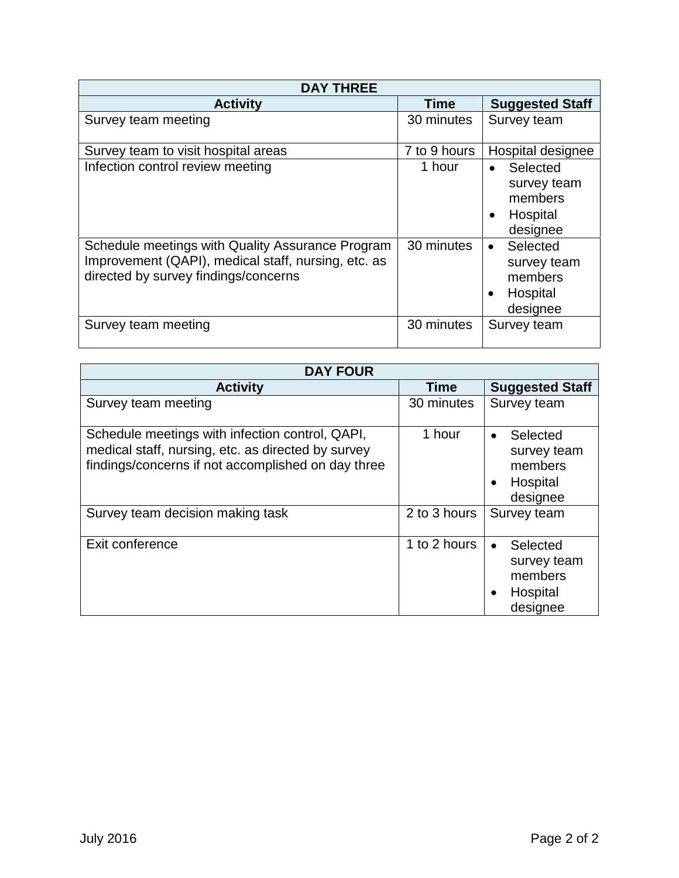| DAY THREE | | |
|---|---|---|
| **Activity** | **Time** | **Suggested Staff** |
| Survey team meeting | 30 minutes | Survey team |
| Survey team to visit hospital areas | 7 to 9 hours | Hospital designee |
| Infection control review meeting | 1 hour | • Selected survey team members<br>• Hospital designee |
| Schedule meetings with Quality Assurance Program Improvement (QAPI), medical staff, nursing, etc. as directed by survey findings/concerns | 30 minutes | • Selected survey team members<br>• Hospital designee |
| Survey team meeting | 30 minutes | Survey team |

| DAY FOUR | | |
|---|---|---|
| **Activity** | **Time** | **Suggested Staff** |
| Survey team meeting | 30 minutes | Survey team |
| Schedule meetings with infection control, QAPI, medical staff, nursing, etc. as directed by survey findings/concerns if not accomplished on day three | 1 hour | • Selected survey team members<br>• Hospital designee |
| Survey team decision making task | 2 to 3 hours | Survey team |
| Exit conference | 1 to 2 hours | • Selected survey team members<br>• Hospital designee |

July 2016